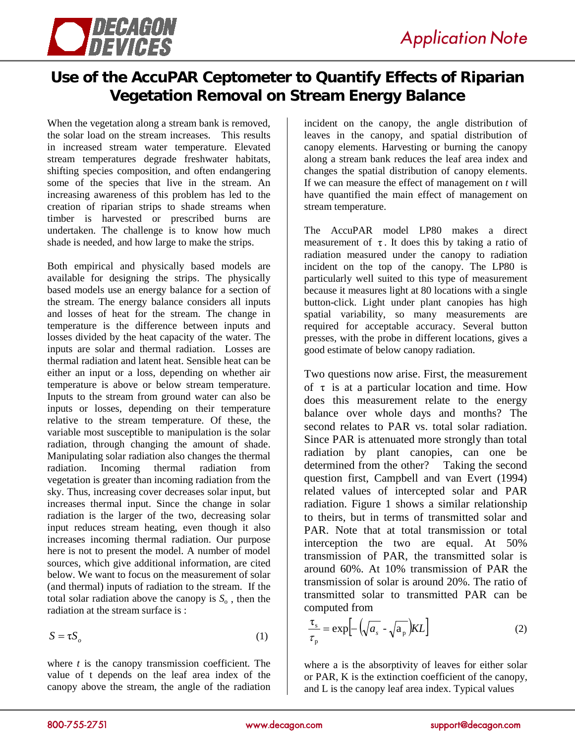# Use of the AccuPAR Ceptometer to Quantify Effects of Riparian Vegetation Removal on Stream Energy Balance

When the vegetation along a stream bank is removed, the solar load on the stream increases. This results in increased stream water temperature. Elevated stream temperatures degrade freshwater habitats, shifting species composition, and often endangering some of the species that live in the stream. An increasing awareness of this problem has led to the creation of riparian strips to shade streams when timber is harvested or prescribed burns are undertaken. The challenge is to know how much shade is needed, and how large to make the strips.

Both empirical and physically based models are available for designing the strips. The physically based models use an energy balance for a section of the stream. The energy balance considers all inputs and losses of heat for the stream. The change in temperature is the difference between inputs and losses divided by the heat capacity of the water. The inputs are solar and thermal radiation. Losses are thermal radiation and latent heat. Sensible heat can be either an input or a loss, depending on whether air temperature is above or below stream temperature. Inputs to the stream from ground water can also be inputs or losses, depending on their temperature relative to the stream temperature. Of these, the variable most susceptible to manipulation is the solar radiation, through changing the amount of shade. Manipulating solar radiation also changes the thermal radiation. Incoming thermal radiation from vegetation is greater than incoming radiation from the sky. Thus, increasing cover decreases solar input, but increases thermal input. Since the change in solar radiation is the larger of the two, decreasing solar input reduces stream heating, even though it also increases incoming thermal radiation. Our purpose here is not to present the model. A number of model sources, which give additional information, are cited below. We want to focus on the measurement of solar (and thermal) inputs of radiation to the stream. If the total solar radiation above the canopy is $S_o$, then the radiation at the stream surface is :

$$S = \tau S_o \tag{1}$$

where *t* is the canopy transmission coefficient. The value of t depends on the leaf area index of the canopy above the stream, the angle of the radiation incident on the canopy, the angle distribution of leaves in the canopy, and spatial distribution of canopy elements. Harvesting or burning the canopy along a stream bank reduces the leaf area index and changes the spatial distribution of canopy elements. If we can measure the effect of management on *t* will have quantified the main effect of management on stream temperature.

The AccuPAR model LP80 makes a direct measurement of $\tau$. It does this by taking a ratio of radiation measured under the canopy to radiation incident on the top of the canopy. The LP80 is particularly well suited to this type of measurement because it measures light at 80 locations with a single button-click. Light under plant canopies has high spatial variability, so many measurements are required for acceptable accuracy. Several button presses, with the probe in different locations, gives a good estimate of below canopy radiation.

Two questions now arise. First, the measurement of $\tau$ is at a particular location and time. How does this measurement relate to the energy balance over whole days and months? The second relates to PAR vs. total solar radiation. Since PAR is attenuated more strongly than total radiation by plant canopies, can one be determined from the other? Taking the second question first, Campbell and van Evert (1994) related values of intercepted solar and PAR radiation. Figure 1 shows a similar relationship to theirs, but in terms of transmitted solar and PAR. Note that at total transmission or total interception the two are equal. At 50% transmission of PAR, the transmitted solar is around 60%. At 10% transmission of PAR the transmission of solar is around 20%. The ratio of transmitted solar to transmitted PAR can be computed from

$$\frac{\tau_s}{\tau_p} = \exp\left[-\left(\sqrt{a_s} - \sqrt{a_p}\right)KL\right] \tag{2}$$

where a is the absorptivity of leaves for either solar or PAR, K is the extinction coefficient of the canopy, and L is the canopy leaf area index. Typical values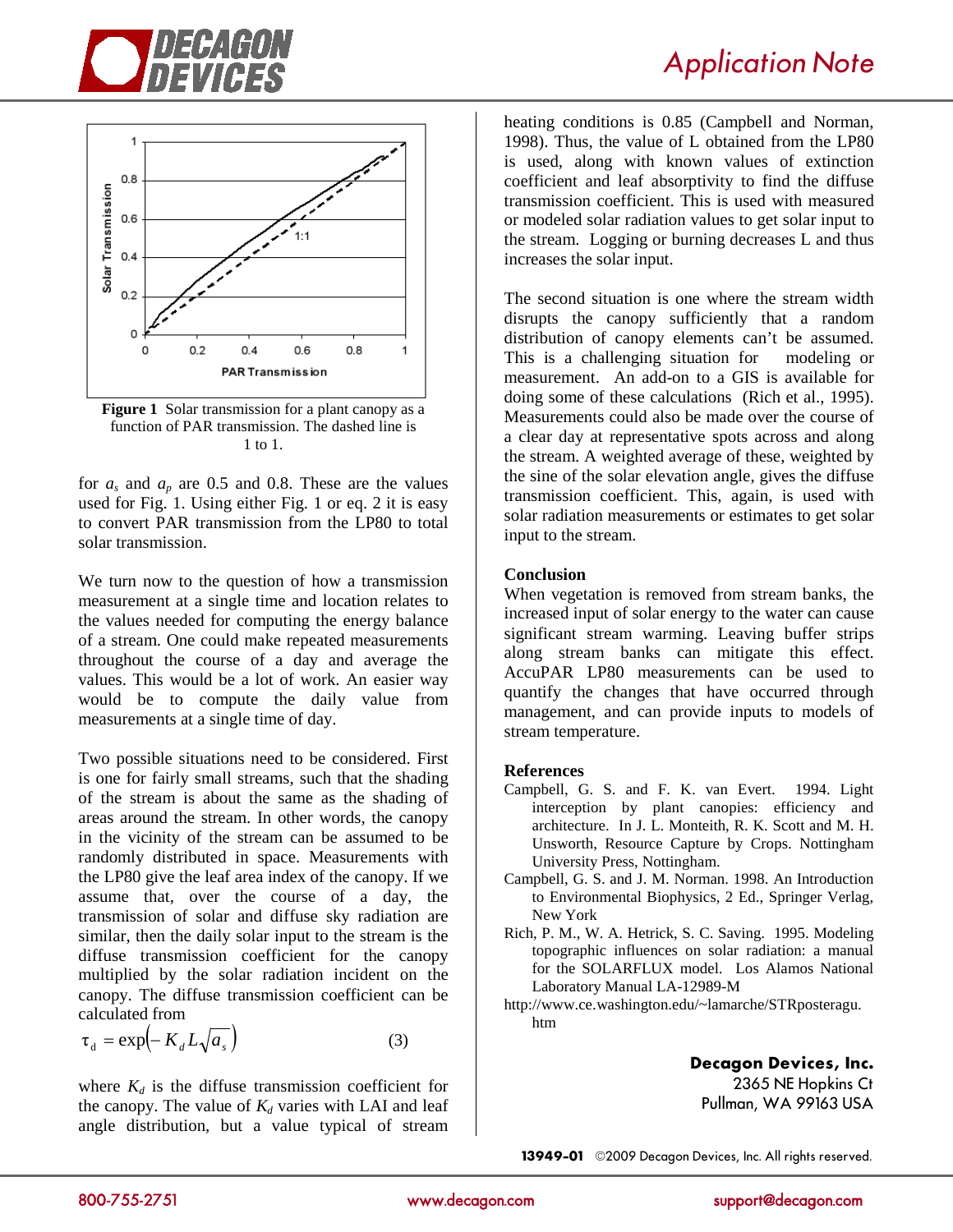1

0.8

0.6

0.4

0.2

0

0 0.2 0.4 0.6 0.8 1

Solar Transmission

PAR Transmission

1:1

**Figure 1** Solar transmission for a plant canopy as a function of PAR transmission. The dashed line is 1 to 1.

for $a_s$ and $a_p$ are 0.5 and 0.8. These are the values used for Fig. 1. Using either Fig. 1 or eq. 2 it is easy to convert PAR transmission from the LP80 to total solar transmission.

We turn now to the question of how a transmission measurement at a single time and location relates to the values needed for computing the energy balance of a stream. One could make repeated measurements throughout the course of a day and average the values. This would be a lot of work. An easier way would be to compute the daily value from measurements at a single time of day.

Two possible situations need to be considered. First is one for fairly small streams, such that the shading of the stream is about the same as the shading of areas around the stream. In other words, the canopy in the vicinity of the stream can be assumed to be randomly distributed in space. Measurements with the LP80 give the leaf area index of the canopy. If we assume that, over the course of a day, the transmission of solar and diffuse sky radiation are similar, then the daily solar input to the stream is the diffuse transmission coefficient for the canopy multiplied by the solar radiation incident on the canopy. The diffuse transmission coefficient can be calculated from

$$\tau_d = \exp\left(-K_d L \sqrt{a_s}\right) \qquad (3)$$

where $K_d$ is the diffuse transmission coefficient for the canopy. The value of $K_d$ varies with LAI and leaf angle distribution, but a value typical of stream heating conditions is 0.85 (Campbell and Norman, 1998). Thus, the value of L obtained from the LP80 is used, along with known values of extinction coefficient and leaf absorptivity to find the diffuse transmission coefficient. This is used with measured or modeled solar radiation values to get solar input to the stream. Logging or burning decreases L and thus increases the solar input.

The second situation is one where the stream width disrupts the canopy sufficiently that a random distribution of canopy elements can't be assumed. This is a challenging situation for modeling or measurement. An add-on to a GIS is available for doing some of these calculations (Rich et al., 1995). Measurements could also be made over the course of a clear day at representative spots across and along the stream. A weighted average of these, weighted by the sine of the solar elevation angle, gives the diffuse transmission coefficient. This, again, is used with solar radiation measurements or estimates to get solar input to the stream.

## Conclusion

When vegetation is removed from stream banks, the increased input of solar energy to the water can cause significant stream warming. Leaving buffer strips along stream banks can mitigate this effect. AccuPAR LP80 measurements can be used to quantify the changes that have occurred through management, and can provide inputs to models of stream temperature.

## References

Campbell, G. S. and F. K. van Evert. 1994. Light interception by plant canopies: efficiency and architecture. In J. L. Monteith, R. K. Scott and M. H. Unsworth, Resource Capture by Crops. Nottingham University Press, Nottingham.

Campbell, G. S. and J. M. Norman. 1998. An Introduction to Environmental Biophysics, 2 Ed., Springer Verlag, New York

Rich, P. M., W. A. Hetrick, S. C. Saving. 1995. Modeling topographic influences on solar radiation: a manual for the SOLARFLUX model. Los Alamos National Laboratory Manual LA-12989-M

http://www.ce.washington.edu/~lamarche/STRposteragu.htm

**Decagon Devices, Inc.**
2365 NE Hopkins Ct
Pullman, WA 99163 USA

**13949-01** ©2009 Decagon Devices, Inc. All rights reserved.